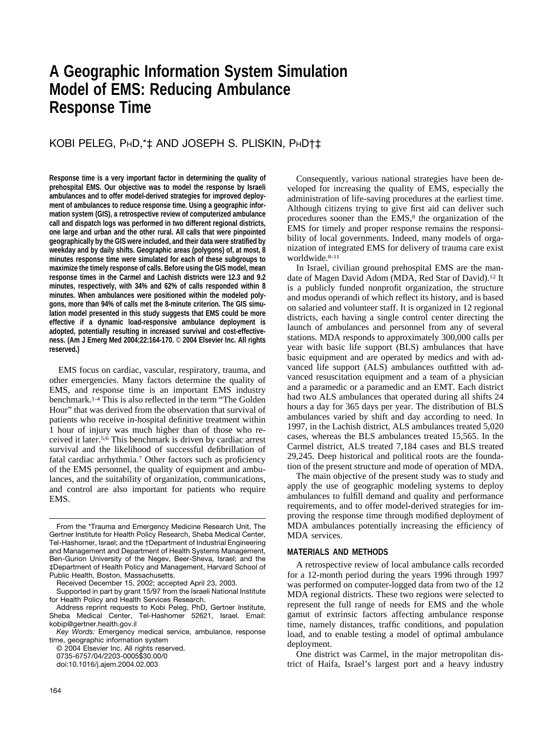# A Geographic Information System Simulation Model of EMS: Reducing Ambulance Response Time

KOBI PELEG, PhD,*‡ AND JOSEPH S. PLISKIN, PhD†‡

**Response time is a very important factor in determining the quality of prehospital EMS. Our objective was to model the response by Israeli ambulances and to offer model-derived strategies for improved deployment of ambulances to reduce response time. Using a geographic information system (GIS), a retrospective review of computerized ambulance call and dispatch logs was performed in two different regional districts, one large and urban and the other rural. All calls that were pinpointed geographically by the GIS were included, and their data were stratified by weekday and by daily shifts. Geographic areas (polygons) of, at most, 8 minutes response time were simulated for each of these subgroups to maximize the timely response of calls. Before using the GIS model, mean response times in the Carmel and Lachish districts were 12.3 and 9.2 minutes, respectively, with 34% and 62% of calls responded within 8 minutes. When ambulances were positioned within the modeled polygons, more than 94% of calls met the 8-minute criterion. The GIS simulation model presented in this study suggests that EMS could be more effective if a dynamic load-responsive ambulance deployment is adopted, potentially resulting in increased survival and cost-effectiveness. (Am J Emerg Med 2004;22:164-170. © 2004 Elsevier Inc. All rights reserved.)**

EMS focus on cardiac, vascular, respiratory, trauma, and other emergencies. Many factors determine the quality of EMS, and response time is an important EMS industry benchmark.[1-4] This is also reflected in the term "The Golden Hour" that was derived from the observation that survival of patients who receive in-hospital definitive treatment within 1 hour of injury was much higher than of those who received it later.[5,6] This benchmark is driven by cardiac arrest survival and the likelihood of successful defibrillation of fatal cardiac arrhythmia.[7] Other factors such as proficiency of the EMS personnel, the quality of equipment and ambulances, and the suitability of organization, communications, and control are also important for patients who require EMS.

From the *Trauma and Emergency Medicine Research Unit, The Gertner Institute for Health Policy Research, Sheba Medical Center, Tel-Hashomer, Israel; and the †Department of Industrial Engineering and Management and Department of Health Systems Management, Ben-Gurion University of the Negev, Beer-Sheva, Israel; and the ‡Department of Health Policy and Management, Harvard School of Public Health, Boston, Massachusetts.

Received December 15, 2002; accepted April 23, 2003.

Supported in part by grant 15/97 from the Israeli National Institute for Health Policy and Health Services Research.

Address reprint requests to Kobi Peleg, PhD, Gertner Institute, Sheba Medical Center, Tel-Hashomer 52621, Israel. Email: kobip@gertner.health.gov.il

*Key Words:* Emergency medical service, ambulance, response time, geographic information system

© 2004 Elsevier Inc. All rights reserved.

0735-6757/04/2203-0005$30.00/0

doi:10.1016/j.ajem.2004.02.003

Consequently, various national strategies have been developed for increasing the quality of EMS, especially the administration of life-saving procedures at the earliest time. Although citizens trying to give first aid can deliver such procedures sooner than the EMS,[8] the organization of the EMS for timely and proper response remains the responsibility of local governments. Indeed, many models of organization of integrated EMS for delivery of trauma care exist worldwide.[8-11]

In Israel, civilian ground prehospital EMS are the mandate of Magen David Adom (MDA, Red Star of David).[12] It is a publicly funded nonprofit organization, the structure and modus operandi of which reflect its history, and is based on salaried and volunteer staff. It is organized in 12 regional districts, each having a single control center directing the launch of ambulances and personnel from any of several stations. MDA responds to approximately 300,000 calls per year with basic life support (BLS) ambulances that have basic equipment and are operated by medics and with advanced life support (ALS) ambulances outfitted with advanced resuscitation equipment and a team of a physician and a paramedic or a paramedic and an EMT. Each district had two ALS ambulances that operated during all shifts 24 hours a day for 365 days per year. The distribution of BLS ambulances varied by shift and day according to need. In 1997, in the Lachish district, ALS ambulances treated 5,020 cases, whereas the BLS ambulances treated 15,565. In the Carmel district, ALS treated 7,184 cases and BLS treated 29,245. Deep historical and political roots are the foundation of the present structure and mode of operation of MDA.

The main objective of the present study was to study and apply the use of geographic modeling systems to deploy ambulances to fulfill demand and quality and performance requirements, and to offer model-derived strategies for improving the response time through modified deployment of MDA ambulances potentially increasing the efficiency of MDA services.

## MATERIALS AND METHODS

A retrospective review of local ambulance calls recorded for a 12-month period during the years 1996 through 1997 was performed on computer-logged data from two of the 12 MDA regional districts. These two regions were selected to represent the full range of needs for EMS and the whole gamut of extrinsic factors affecting ambulance response time, namely distances, traffic conditions, and population load, and to enable testing a model of optimal ambulance deployment.

One district was Carmel, in the major metropolitan district of Haifa, Israel's largest port and a heavy industry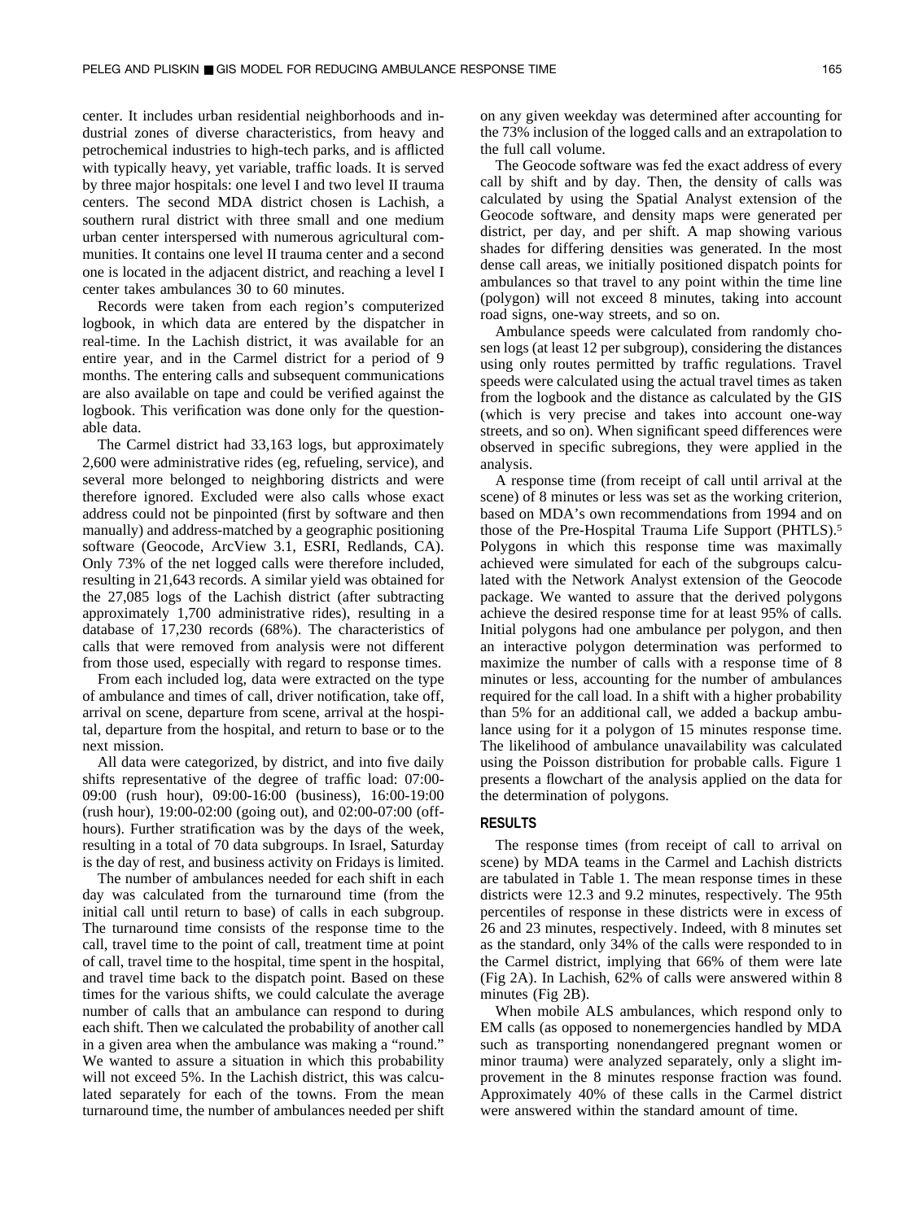center. It includes urban residential neighborhoods and industrial zones of diverse characteristics, from heavy and petrochemical industries to high-tech parks, and is afflicted with typically heavy, yet variable, traffic loads. It is served by three major hospitals: one level I and two level II trauma centers. The second MDA district chosen is Lachish, a southern rural district with three small and one medium urban center interspersed with numerous agricultural communities. It contains one level II trauma center and a second one is located in the adjacent district, and reaching a level I center takes ambulances 30 to 60 minutes.

Records were taken from each region's computerized logbook, in which data are entered by the dispatcher in real-time. In the Lachish district, it was available for an entire year, and in the Carmel district for a period of 9 months. The entering calls and subsequent communications are also available on tape and could be verified against the logbook. This verification was done only for the questionable data.

The Carmel district had 33,163 logs, but approximately 2,600 were administrative rides (eg, refueling, service), and several more belonged to neighboring districts and were therefore ignored. Excluded were also calls whose exact address could not be pinpointed (first by software and then manually) and address-matched by a geographic positioning software (Geocode, ArcView 3.1, ESRI, Redlands, CA). Only 73% of the net logged calls were therefore included, resulting in 21,643 records. A similar yield was obtained for the 27,085 logs of the Lachish district (after subtracting approximately 1,700 administrative rides), resulting in a database of 17,230 records (68%). The characteristics of calls that were removed from analysis were not different from those used, especially with regard to response times.

From each included log, data were extracted on the type of ambulance and times of call, driver notification, take off, arrival on scene, departure from scene, arrival at the hospital, departure from the hospital, and return to base or to the next mission.

All data were categorized, by district, and into five daily shifts representative of the degree of traffic load: 07:00-09:00 (rush hour), 09:00-16:00 (business), 16:00-19:00 (rush hour), 19:00-02:00 (going out), and 02:00-07:00 (off-hours). Further stratification was by the days of the week, resulting in a total of 70 data subgroups. In Israel, Saturday is the day of rest, and business activity on Fridays is limited.

The number of ambulances needed for each shift in each day was calculated from the turnaround time (from the initial call until return to base) of calls in each subgroup. The turnaround time consists of the response time to the call, travel time to the point of call, treatment time at point of call, travel time to the hospital, time spent in the hospital, and travel time back to the dispatch point. Based on these times for the various shifts, we could calculate the average number of calls that an ambulance can respond to during each shift. Then we calculated the probability of another call in a given area when the ambulance was making a "round." We wanted to assure a situation in which this probability will not exceed 5%. In the Lachish district, this was calculated separately for each of the towns. From the mean turnaround time, the number of ambulances needed per shift on any given weekday was determined after accounting for the 73% inclusion of the logged calls and an extrapolation to the full call volume.

The Geocode software was fed the exact address of every call by shift and by day. Then, the density of calls was calculated by using the Spatial Analyst extension of the Geocode software, and density maps were generated per district, per day, and per shift. A map showing various shades for differing densities was generated. In the most dense call areas, we initially positioned dispatch points for ambulances so that travel to any point within the time line (polygon) will not exceed 8 minutes, taking into account road signs, one-way streets, and so on.

Ambulance speeds were calculated from randomly chosen logs (at least 12 per subgroup), considering the distances using only routes permitted by traffic regulations. Travel speeds were calculated using the actual travel times as taken from the logbook and the distance as calculated by the GIS (which is very precise and takes into account one-way streets, and so on). When significant speed differences were observed in specific subregions, they were applied in the analysis.

A response time (from receipt of call until arrival at the scene) of 8 minutes or less was set as the working criterion, based on MDA's own recommendations from 1994 and on those of the Pre-Hospital Trauma Life Support (PHTLS).[5] Polygons in which this response time was maximally achieved were simulated for each of the subgroups calculated with the Network Analyst extension of the Geocode package. We wanted to assure that the derived polygons achieve the desired response time for at least 95% of calls. Initial polygons had one ambulance per polygon, and then an interactive polygon determination was performed to maximize the number of calls with a response time of 8 minutes or less, accounting for the number of ambulances required for the call load. In a shift with a higher probability than 5% for an additional call, we added a backup ambulance using for it a polygon of 15 minutes response time. The likelihood of ambulance unavailability was calculated using the Poisson distribution for probable calls. Figure 1 presents a flowchart of the analysis applied on the data for the determination of polygons.

## RESULTS

The response times (from receipt of call to arrival on scene) by MDA teams in the Carmel and Lachish districts are tabulated in Table 1. The mean response times in these districts were 12.3 and 9.2 minutes, respectively. The 95th percentiles of response in these districts were in excess of 26 and 23 minutes, respectively. Indeed, with 8 minutes set as the standard, only 34% of the calls were responded to in the Carmel district, implying that 66% of them were late (Fig 2A). In Lachish, 62% of calls were answered within 8 minutes (Fig 2B).

When mobile ALS ambulances, which respond only to EM calls (as opposed to nonemergencies handled by MDA such as transporting nonendangered pregnant women or minor trauma) were analyzed separately, only a slight improvement in the 8 minutes response fraction was found. Approximately 40% of these calls in the Carmel district were answered within the standard amount of time.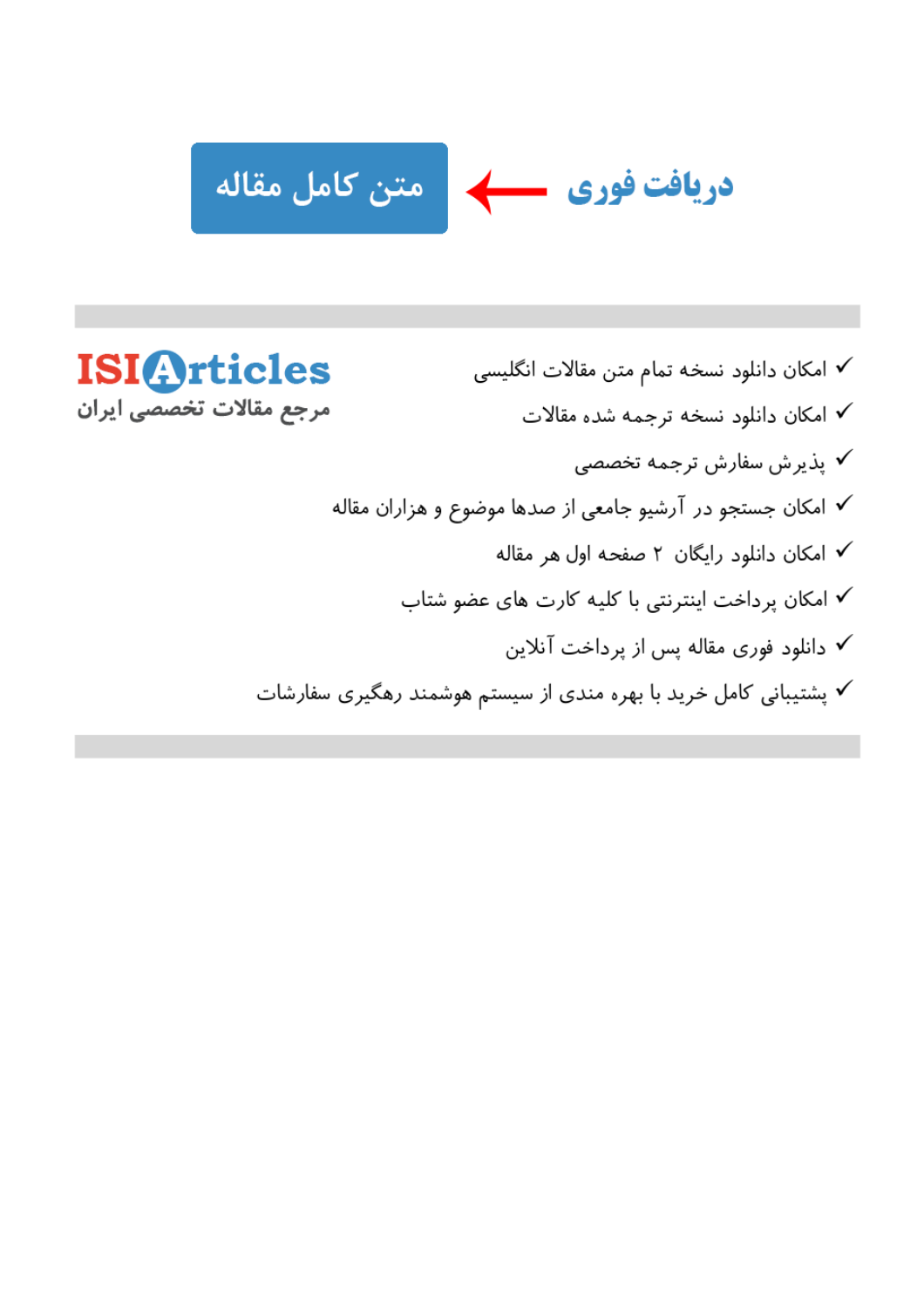دریافت فوری ← **متن کامل مقاله**

**ISIArticles**
مرجع مقالات تخصصی ایران

- ✓ امکان دانلود نسخه تمام متن مقالات انگلیسی
- ✓ امکان دانلود نسخه ترجمه شده مقالات
- ✓ پذیرش سفارش ترجمه تخصصی
- ✓ امکان جستجو در آرشیو جامعی از صدها موضوع و هزاران مقاله
- ✓ امکان دانلود رایگان ۲ صفحه اول هر مقاله
- ✓ امکان پرداخت اینترنتی با کلیه کارت های عضو شتاب
- ✓ دانلود فوری مقاله پس از پرداخت آنلاین
- ✓ پشتیبانی کامل خرید با بهره مندی از سیستم هوشمند رهگیری سفارشات